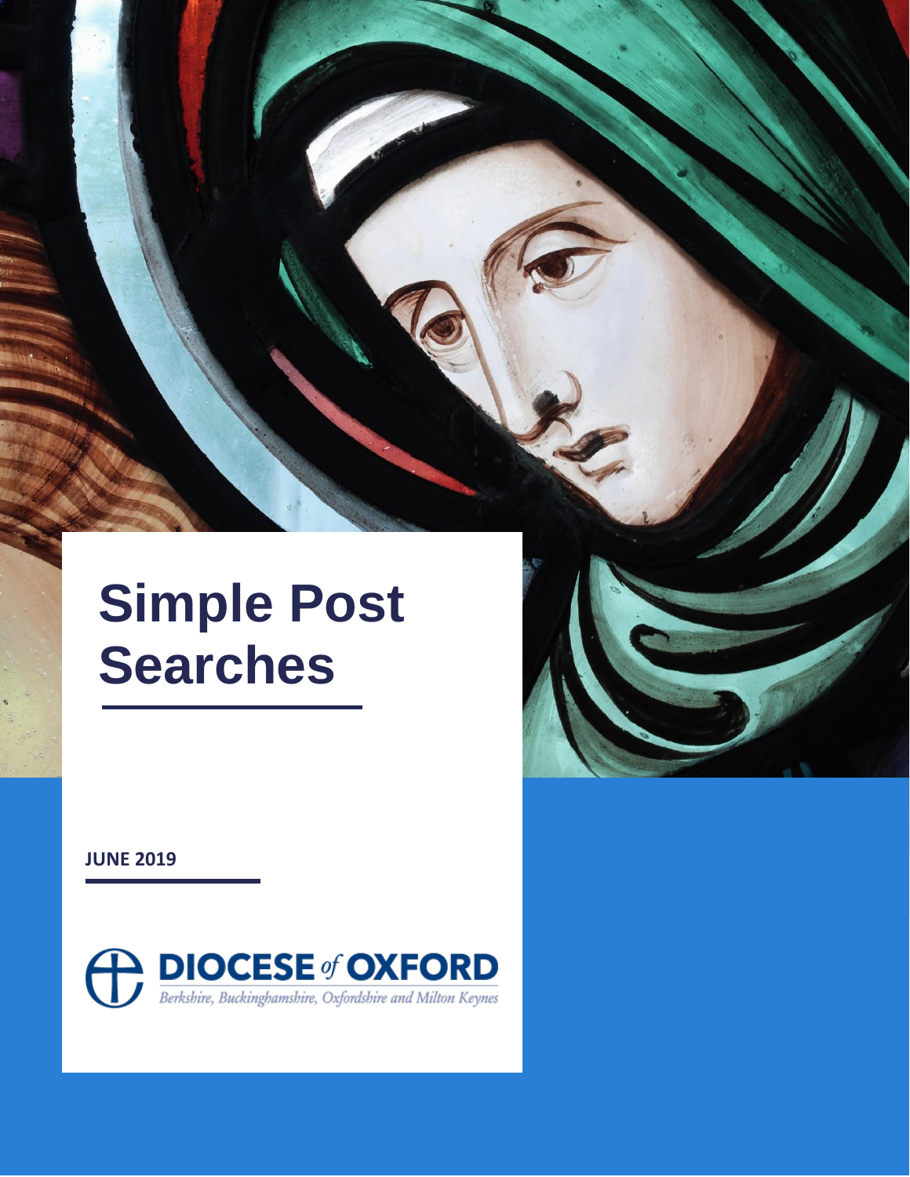# Simple Post Searches

**JUNE 2019**

DIOCESE of OXFORD

Berkshire, Buckinghamshire, Oxfordshire and Milton Keynes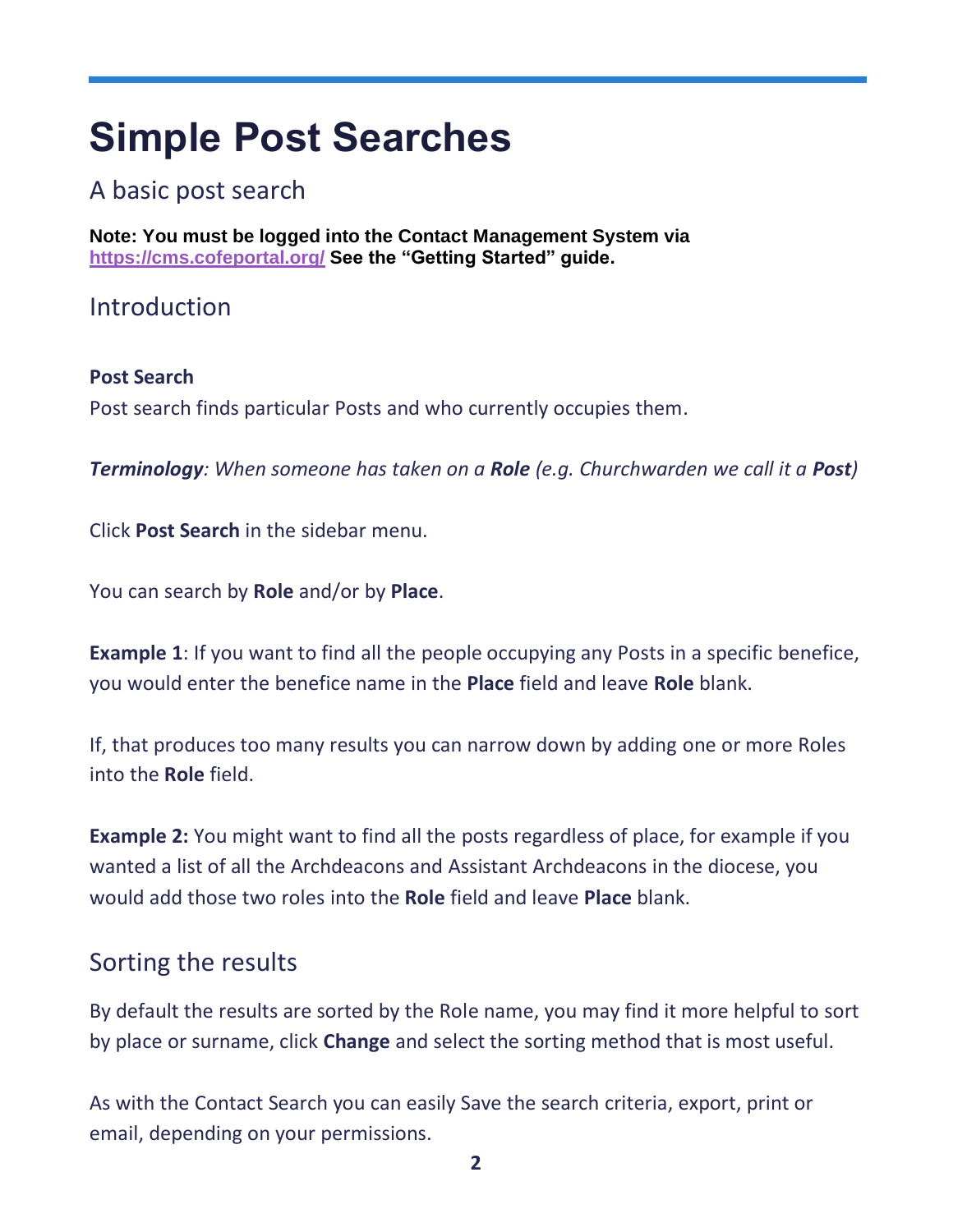# Simple Post Searches

## A basic post search

**Note: You must be logged into the Contact Management System via [https://cms.cofeportal.org/](https://cms.cofeportal.org/) See the "Getting Started" guide.**

## Introduction

**Post Search**

Post search finds particular Posts and who currently occupies them.

***Terminology****: When someone has taken on a* ***Role*** *(e.g. Churchwarden we call it a* ***Post****)*

Click **Post Search** in the sidebar menu.

You can search by **Role** and/or by **Place**.

**Example 1**: If you want to find all the people occupying any Posts in a specific benefice, you would enter the benefice name in the **Place** field and leave **Role** blank.

If, that produces too many results you can narrow down by adding one or more Roles into the **Role** field.

**Example 2:** You might want to find all the posts regardless of place, for example if you wanted a list of all the Archdeacons and Assistant Archdeacons in the diocese, you would add those two roles into the **Role** field and leave **Place** blank.

## Sorting the results

By default the results are sorted by the Role name, you may find it more helpful to sort by place or surname, click **Change** and select the sorting method that is most useful.

As with the Contact Search you can easily Save the search criteria, export, print or email, depending on your permissions.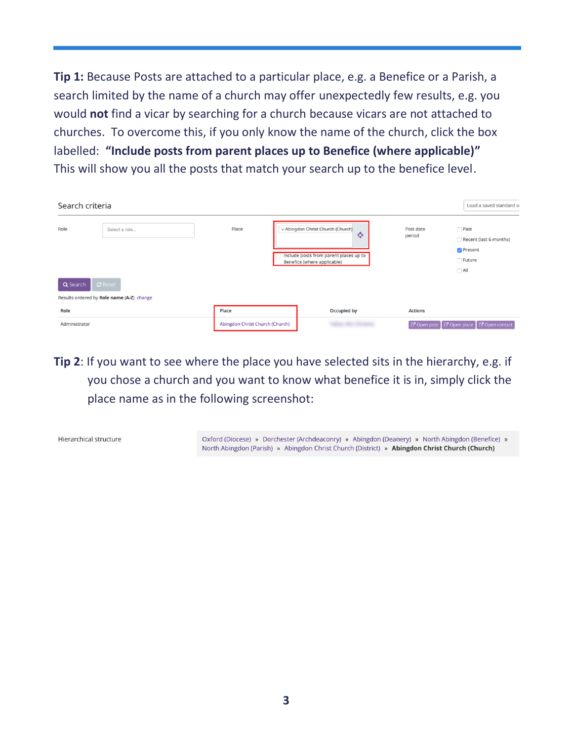**Tip 1:** Because Posts are attached to a particular place, e.g. a Benefice or a Parish, a search limited by the name of a church may offer unexpectedly few results, e.g. you would **not** find a vicar by searching for a church because vicars are not attached to churches. To overcome this, if you only know the name of the church, click the box labelled: **"Include posts from parent places up to Benefice (where applicable)"** This will show you all the posts that match your search up to the benefice level.

Search criteria

Load a saved standard s

Role: Select a role...

Place: × Abingdon Christ Church (Church)

Include posts from parent places up to Benefice (where applicable)

Post date period: Past / Recent (last 6 months) / Present / Future / All

Search | Reset

Results ordered by **Role name (A-Z)** change

| Role | Place | Occupied by | Actions |
|---|---|---|---|
| Administrator | Abingdon Christ Church (Church) | | Open post / Open place / Open contact |

**Tip 2**: If you want to see where the place you have selected sits in the hierarchy, e.g. if you chose a church and you want to know what benefice it is in, simply click the place name as in the following screenshot:

Hierarchical structure

Oxford (Diocese) » Dorchester (Archdeaconry) » Abingdon (Deanery) » North Abingdon (Benefice) » North Abingdon (Parish) » Abingdon Christ Church (District) » **Abingdon Christ Church (Church)**